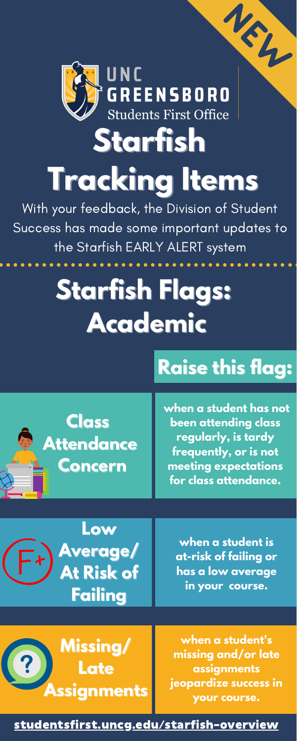NEW

UNC GREENSBORO
Students First Office

# Starfish Tracking Items

With your feedback, the Division of Student Success has made some important updates to the Starfish EARLY ALERT system

## Starfish Flags: Academic

| | Raise this flag: |
| --- | --- |
| **Class Attendance Concern** | **when a student has not been attending class regularly, is tardy frequently, or is not meeting expectations for class attendance.** |
| **Low Average/ At Risk of Failing** | **when a student is at-risk of failing or has a low average in your course.** |
| **Missing/ Late Assignments** | **when a student's missing and/or late assignments jeopardize success in your course.** |

**studentsfirst.uncg.edu/starfish-overview**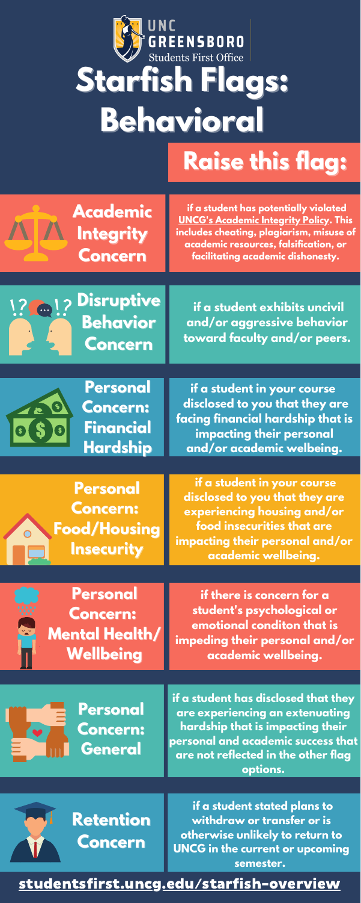UNC GREENSBORO
Students First Office

# Starfish Flags: Behavioral

## Raise this flag:

### Academic Integrity Concern

**if a student has potentially violated UNCG's Academic Integrity Policy. This includes cheating, plagiarism, misuse of academic resources, falsification, or facilitating academic dishonesty.**

### Disruptive Behavior Concern

**if a student exhibits uncivil and/or aggressive behavior toward faculty and/or peers.**

### Personal Concern: Financial Hardship

**if a student in your course disclosed to you that they are facing financial hardship that is impacting their personal and/or academic welbeing.**

### Personal Concern: Food/Housing Insecurity

**if a student in your course disclosed to you that they are experiencing housing and/or food insecurities that are impacting their personal and/or academic wellbeing.**

### Personal Concern: Mental Health/ Wellbeing

**if there is concern for a student's psychological or emotional conditon that is impeding their personal and/or academic wellbeing.**

### Personal Concern: General

**if a student has disclosed that they are experiencing an extenuating hardship that is impacting their personal and academic success that are not reflected in the other flag options.**

### Retention Concern

**if a student stated plans to withdraw or transfer or is otherwise unlikely to return to UNCG in the current or upcoming semester.**

**studentsfirst.uncg.edu/starfish-overview**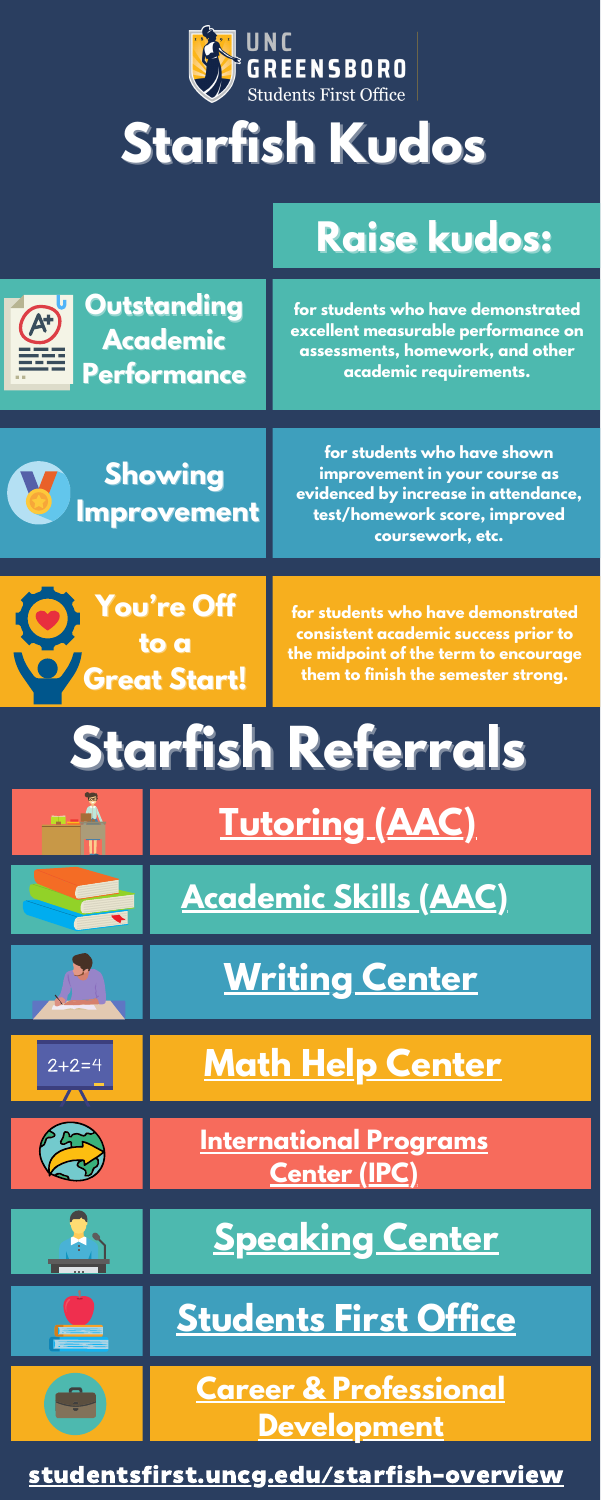UNC GREENSBORO
Students First Office

# Starfish Kudos

## Raise kudos:

**Outstanding Academic Performance**

for students who have demonstrated excellent measurable performance on assessments, homework, and other academic requirements.

**Showing Improvement**

for students who have shown improvement in your course as evidenced by increase in attendance, test/homework score, improved coursework, etc.

**You're Off to a Great Start!**

for students who have demonstrated consistent academic success prior to the midpoint of the term to encourage them to finish the semester strong.

# Starfish Referrals

- Tutoring (AAC)
- Academic Skills (AAC)
- Writing Center
- Math Help Center
- International Programs Center (IPC)
- Speaking Center
- Students First Office
- Career & Professional Development

studentsfirst.uncg.edu/starfish-overview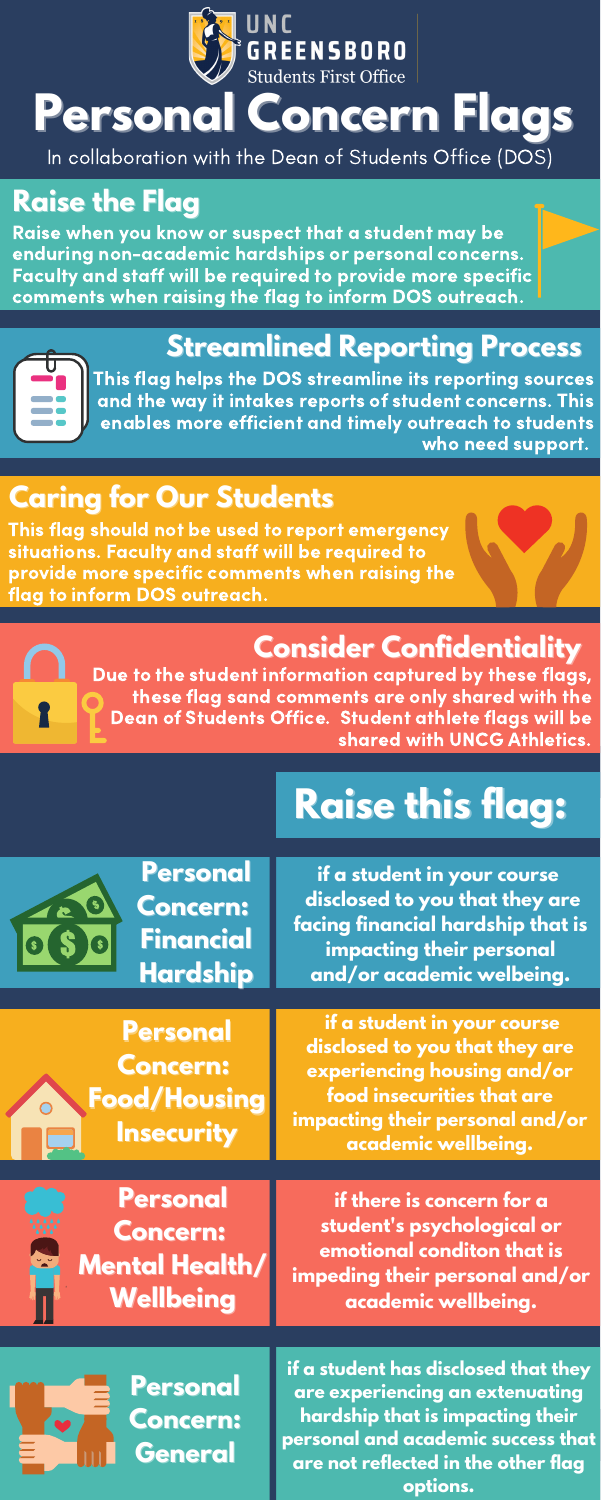UNC GREENSBORO
Students First Office

# Personal Concern Flags

In collaboration with the Dean of Students Office (DOS)

## Raise the Flag

Raise when you know or suspect that a student may be enduring non-academic hardships or personal concerns. Faculty and staff will be required to provide more specific comments when raising the flag to inform DOS outreach.

## Streamlined Reporting Process

This flag helps the DOS streamline its reporting sources and the way it intakes reports of student concerns. This enables more efficient and timely outreach to students who need support.

## Caring for Our Students

This flag should not be used to report emergency situations. Faculty and staff will be required to provide more specific comments when raising the flag to inform DOS outreach.

## Consider Confidentiality

Due to the student information captured by these flags, these flag sand comments are only shared with the Dean of Students Office. Student athlete flags will be shared with UNCG Athletics.

## Raise this flag:

**Personal Concern: Financial Hardship**

if a student in your course disclosed to you that they are facing financial hardship that is impacting their personal and/or academic welbeing.

**Personal Concern: Food/Housing Insecurity**

if a student in your course disclosed to you that they are experiencing housing and/or food insecurities that are impacting their personal and/or academic wellbeing.

**Personal Concern: Mental Health/ Wellbeing**

if there is concern for a student's psychological or emotional conditon that is impeding their personal and/or academic wellbeing.

**Personal Concern: General**

if a student has disclosed that they are experiencing an extenuating hardship that is impacting their personal and academic success that are not reflected in the other flag options.